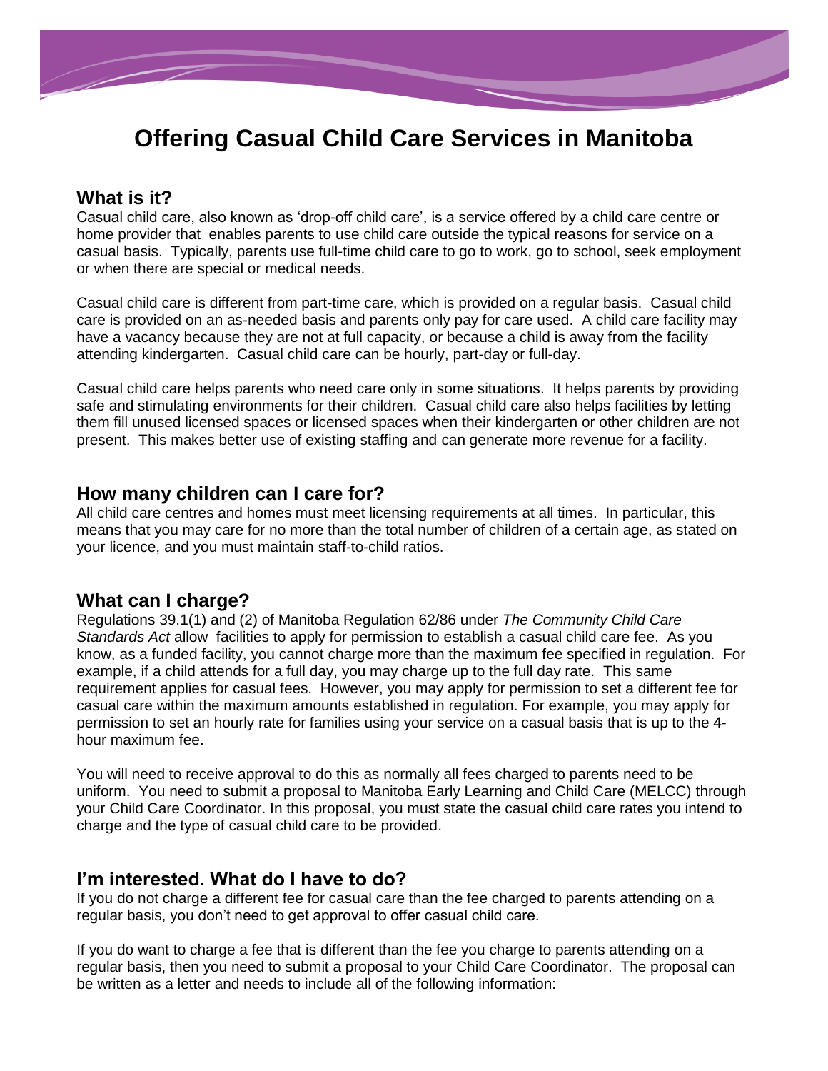# Offering Casual Child Care Services in Manitoba

## What is it?

Casual child care, also known as 'drop-off child care', is a service offered by a child care centre or home provider that enables parents to use child care outside the typical reasons for service on a casual basis. Typically, parents use full-time child care to go to work, go to school, seek employment or when there are special or medical needs.

Casual child care is different from part-time care, which is provided on a regular basis. Casual child care is provided on an as-needed basis and parents only pay for care used. A child care facility may have a vacancy because they are not at full capacity, or because a child is away from the facility attending kindergarten. Casual child care can be hourly, part-day or full-day.

Casual child care helps parents who need care only in some situations. It helps parents by providing safe and stimulating environments for their children. Casual child care also helps facilities by letting them fill unused licensed spaces or licensed spaces when their kindergarten or other children are not present. This makes better use of existing staffing and can generate more revenue for a facility.

## How many children can I care for?

All child care centres and homes must meet licensing requirements at all times. In particular, this means that you may care for no more than the total number of children of a certain age, as stated on your licence, and you must maintain staff-to-child ratios.

## What can I charge?

Regulations 39.1(1) and (2) of Manitoba Regulation 62/86 under *The Community Child Care Standards Act* allow facilities to apply for permission to establish a casual child care fee. As you know, as a funded facility, you cannot charge more than the maximum fee specified in regulation. For example, if a child attends for a full day, you may charge up to the full day rate. This same requirement applies for casual fees. However, you may apply for permission to set a different fee for casual care within the maximum amounts established in regulation. For example, you may apply for permission to set an hourly rate for families using your service on a casual basis that is up to the 4-hour maximum fee.

You will need to receive approval to do this as normally all fees charged to parents need to be uniform. You need to submit a proposal to Manitoba Early Learning and Child Care (MELCC) through your Child Care Coordinator. In this proposal, you must state the casual child care rates you intend to charge and the type of casual child care to be provided.

## I'm interested. What do I have to do?

If you do not charge a different fee for casual care than the fee charged to parents attending on a regular basis, you don't need to get approval to offer casual child care.

If you do want to charge a fee that is different than the fee you charge to parents attending on a regular basis, then you need to submit a proposal to your Child Care Coordinator. The proposal can be written as a letter and needs to include all of the following information: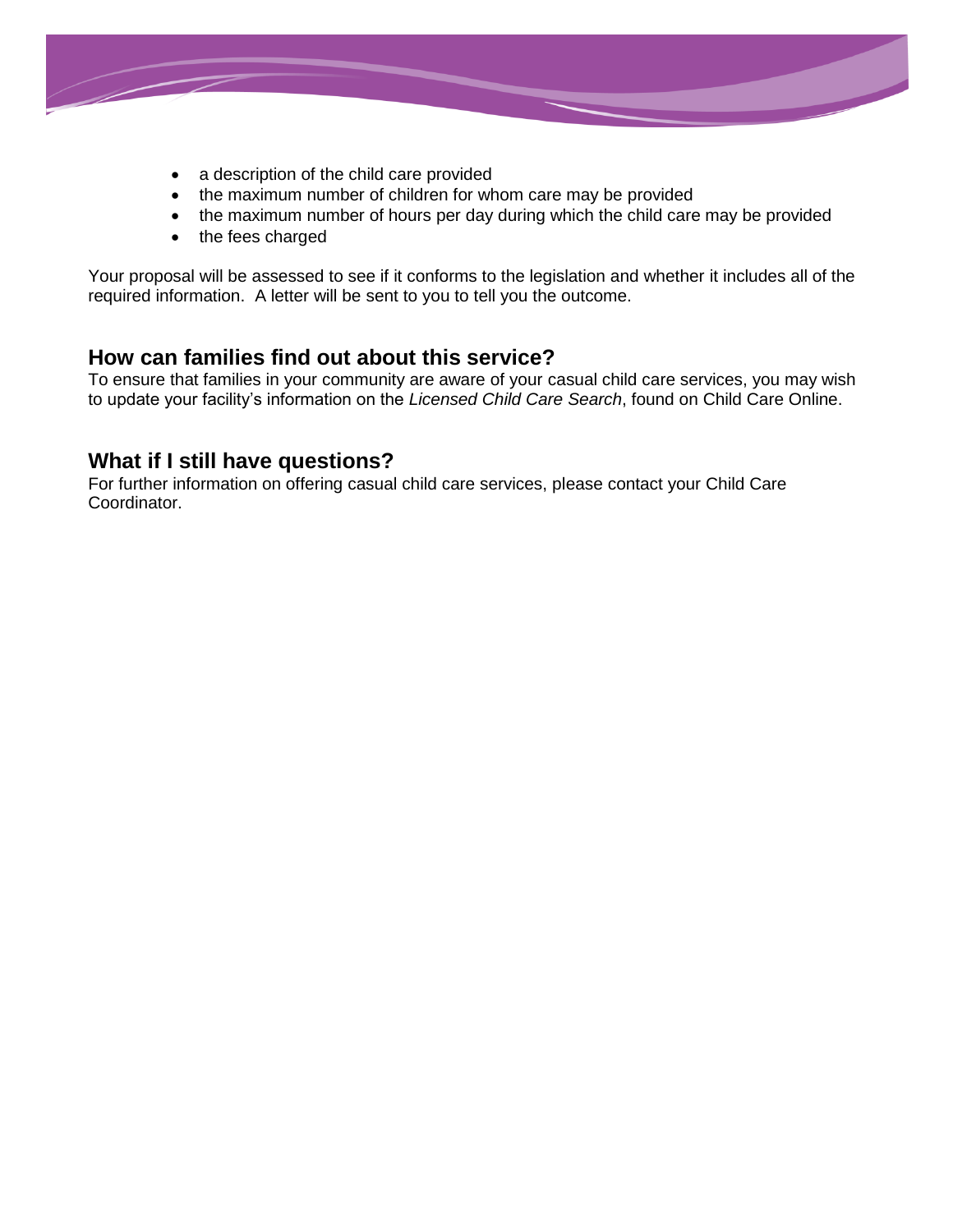- a description of the child care provided
- the maximum number of children for whom care may be provided
- the maximum number of hours per day during which the child care may be provided
- the fees charged

Your proposal will be assessed to see if it conforms to the legislation and whether it includes all of the required information. A letter will be sent to you to tell you the outcome.

## How can families find out about this service?

To ensure that families in your community are aware of your casual child care services, you may wish to update your facility's information on the *Licensed Child Care Search*, found on Child Care Online.

## What if I still have questions?

For further information on offering casual child care services, please contact your Child Care Coordinator.